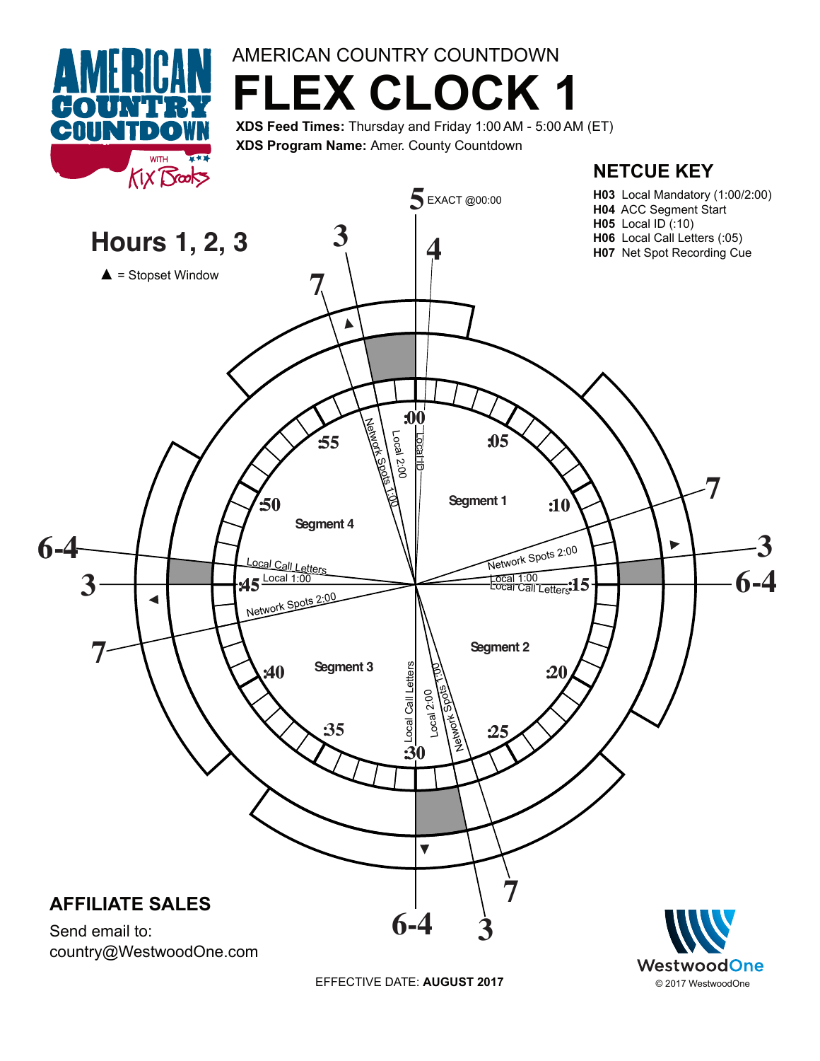AMERICAN COUNTRY COUNTDOWN WITH Kix Brooks

AMERICAN COUNTRY COUNTDOWN

# FLEX CLOCK 1

**XDS Feed Times:** Thursday and Friday 1:00 AM - 5:00 AM (ET)

**XDS Program Name:** Amer. County Countdown

## Hours 1, 2, 3

▲ = Stopset Window

## NETCUE KEY

**H03** Local Mandatory (1:00/2:00)
**H04** ACC Segment Start
**H05** Local ID (:10)
**H06** Local Call Letters (:05)
**H07** Net Spot Recording Cue

5 EXACT @00:00

4

:00 Local ID

Segment 1

:05

:10

7

Network Spots 2:00

3

6-4

Local 1:00

Local Call Letters :15

Segment 2

:20

:25

7

3

Network Spots 1:00

Local 2:00

Local Call Letters

:30

6-4

Segment 3

:35

:40

7

Network Spots 2:00

3

:45 Local 1:00

6-4

Local Call Letters

Segment 4

:50

:55

Network Spots 1:00

Local 2:00

7

3

## AFFILIATE SALES

Send email to:
country@WestwoodOne.com

EFFECTIVE DATE: **AUGUST 2017**

WestwoodOne
© 2017 WestwoodOne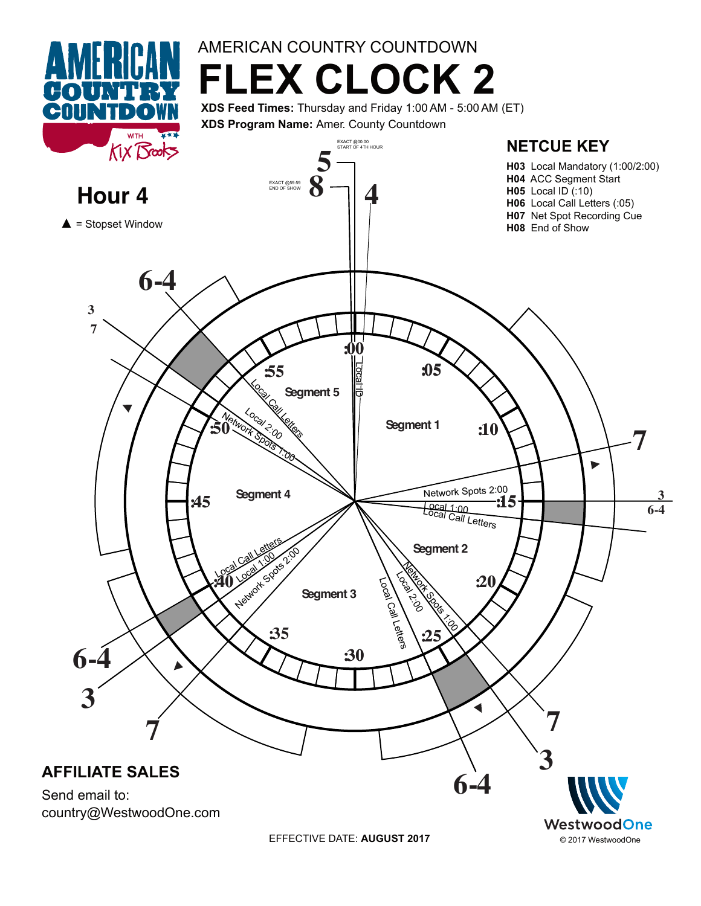AMERICAN COUNTRY COUNTDOWN WITH Kix Brooks

AMERICAN COUNTRY COUNTDOWN

# FLEX CLOCK 2

**XDS Feed Times:** Thursday and Friday 1:00 AM - 5:00 AM (ET)

**XDS Program Name:** Amer. County Countdown

## Hour 4

▲ = Stopset Window

## NETCUE KEY

**H03** Local Mandatory (1:00/2:00)
**H04** ACC Segment Start
**H05** Local ID (:10)
**H06** Local Call Letters (:05)
**H07** Net Spot Recording Cue
**H08** End of Show

EXACT @00:00 START OF 4TH HOUR
EXACT @59:59 END OF SHOW

5
8
4

:00
:05
:10
:15
:20
:25
:30
:35
:40
:45
:50
:55

Local ID

Segment 1
Network Spots 2:00
Local 1:00
Local Call Letters

Segment 2
Network Spots 1:00
Local 2:00
Local Call Letters

Segment 3
Network Spots 2:00
Local 1:00
Local Call Letters

Segment 4
Network Spots 1:00
Local 2:00
Local Call Letters

Segment 5

7
3
6-4
7
3
6-4
7
3
6-4
3
7
6-4

## AFFILIATE SALES

Send email to:
country@WestwoodOne.com

EFFECTIVE DATE: **AUGUST 2017**

WestwoodOne
© 2017 WestwoodOne